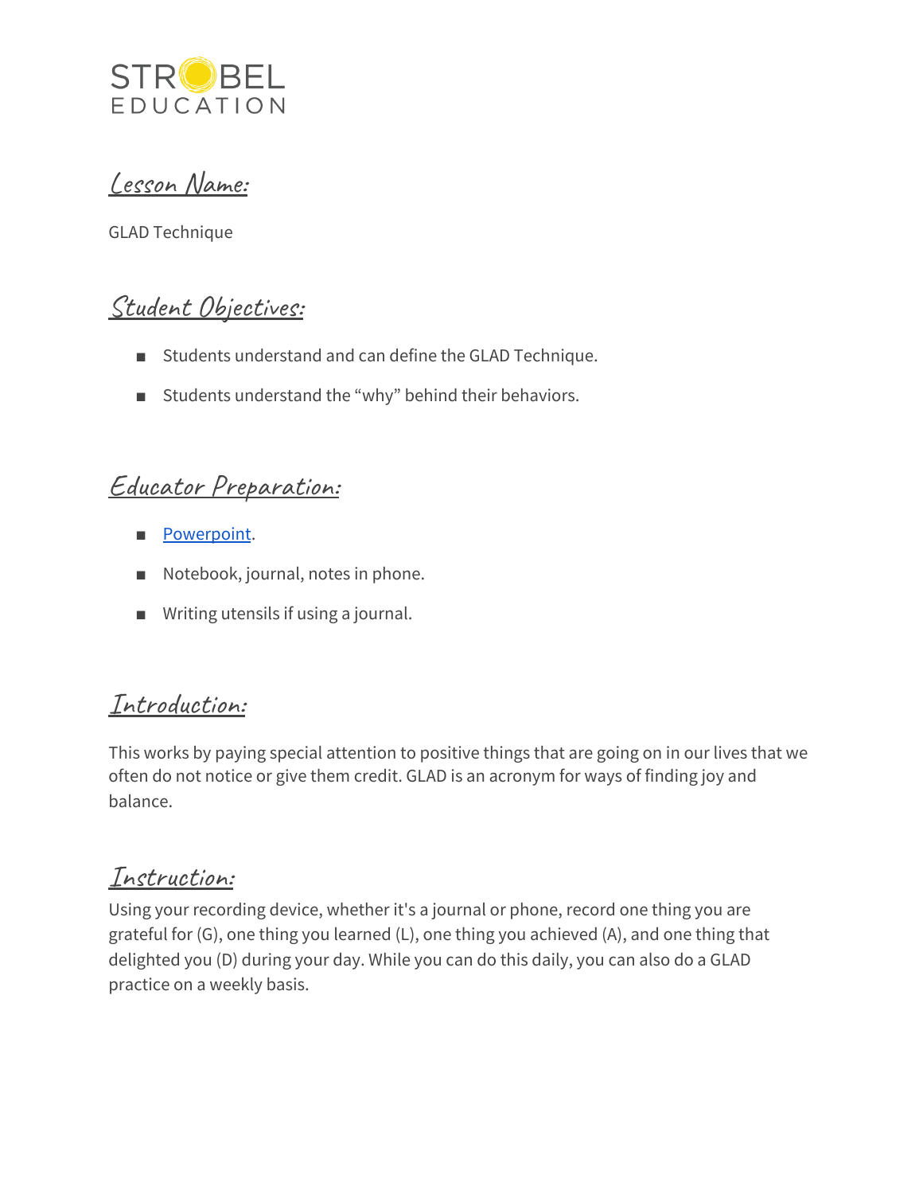STROBEL EDUCATION

## Lesson Name:

GLAD Technique

## Student Objectives:

- Students understand and can define the GLAD Technique.
- Students understand the "why" behind their behaviors.

## Educator Preparation:

- Powerpoint.
- Notebook, journal, notes in phone.
- Writing utensils if using a journal.

## Introduction:

This works by paying special attention to positive things that are going on in our lives that we often do not notice or give them credit. GLAD is an acronym for ways of finding joy and balance.

## Instruction:

Using your recording device, whether it's a journal or phone, record one thing you are grateful for (G), one thing you learned (L), one thing you achieved (A), and one thing that delighted you (D) during your day. While you can do this daily, you can also do a GLAD practice on a weekly basis.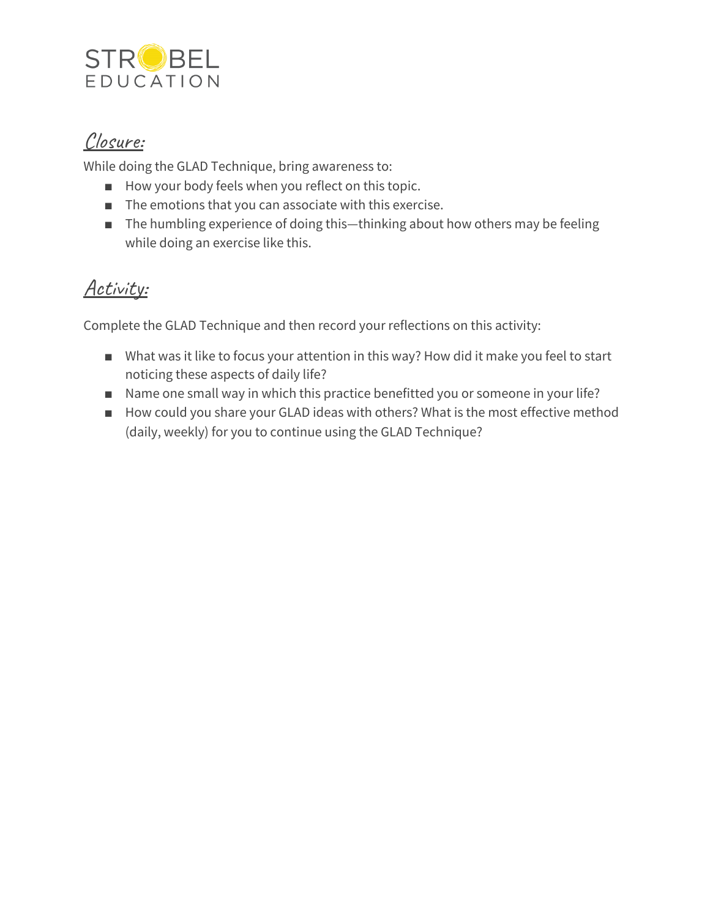STROBEL EDUCATION

## Closure:

While doing the GLAD Technique, bring awareness to:

- How your body feels when you reflect on this topic.
- The emotions that you can associate with this exercise.
- The humbling experience of doing this—thinking about how others may be feeling while doing an exercise like this.

## Activity:

Complete the GLAD Technique and then record your reflections on this activity:

- What was it like to focus your attention in this way? How did it make you feel to start noticing these aspects of daily life?
- Name one small way in which this practice benefitted you or someone in your life?
- How could you share your GLAD ideas with others? What is the most effective method (daily, weekly) for you to continue using the GLAD Technique?